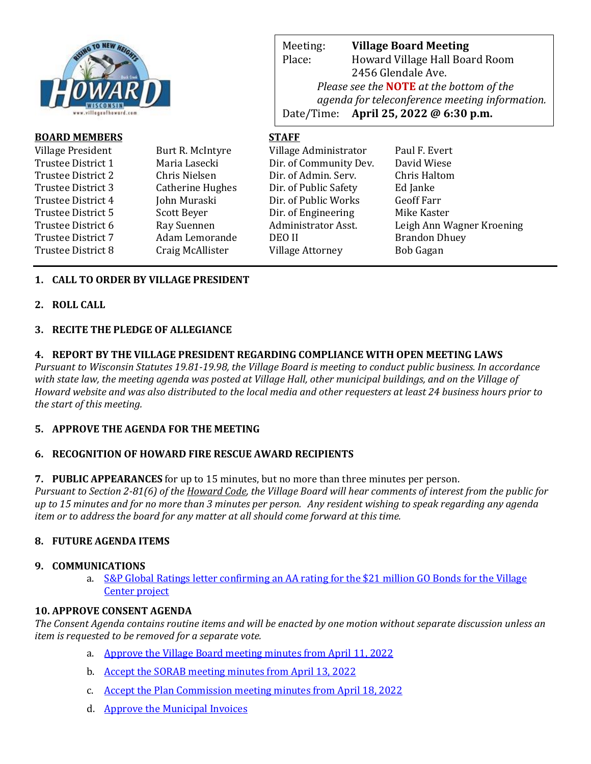| Meeting: | **Village Board Meeting** |
|---|---|
| Place: | Howard Village Hall Board Room<br>2456 Glendale Ave. |
| | *Please see the **NOTE** at the bottom of the agenda for teleconference meeting information.* |
| Date/Time: | **April 25, 2022 @ 6:30 p.m.** |

**BOARD MEMBERS**

| | |
|---|---|
| Village President | Burt R. McIntyre |
| Trustee District 1 | Maria Lasecki |
| Trustee District 2 | Chris Nielsen |
| Trustee District 3 | Catherine Hughes |
| Trustee District 4 | John Muraski |
| Trustee District 5 | Scott Beyer |
| Trustee District 6 | Ray Suennen |
| Trustee District 7 | Adam Lemorande |
| Trustee District 8 | Craig McAllister |

**STAFF**

| | |
|---|---|
| Village Administrator | Paul F. Evert |
| Dir. of Community Dev. | David Wiese |
| Dir. of Admin. Serv. | Chris Haltom |
| Dir. of Public Safety | Ed Janke |
| Dir. of Public Works | Geoff Farr |
| Dir. of Engineering | Mike Kaster |
| Administrator Asst. | Leigh Ann Wagner Kroening |
| DEO II | Brandon Dhuey |
| Village Attorney | Bob Gagan |

1. **CALL TO ORDER BY VILLAGE PRESIDENT**

2. **ROLL CALL**

3. **RECITE THE PLEDGE OF ALLEGIANCE**

4. **REPORT BY THE VILLAGE PRESIDENT REGARDING COMPLIANCE WITH OPEN MEETING LAWS**
*Pursuant to Wisconsin Statutes 19.81-19.98, the Village Board is meeting to conduct public business. In accordance with state law, the meeting agenda was posted at Village Hall, other municipal buildings, and on the Village of Howard website and was also distributed to the local media and other requesters at least 24 business hours prior to the start of this meeting.*

5. **APPROVE THE AGENDA FOR THE MEETING**

6. **RECOGNITION OF HOWARD FIRE RESCUE AWARD RECIPIENTS**

7. **PUBLIC APPEARANCES** for up to 15 minutes, but no more than three minutes per person.
*Pursuant to Section 2-81(6) of the Howard Code, the Village Board will hear comments of interest from the public for up to 15 minutes and for no more than 3 minutes per person. Any resident wishing to speak regarding any agenda item or to address the board for any matter at all should come forward at this time.*

8. **FUTURE AGENDA ITEMS**

9. **COMMUNICATIONS**
   a. S&P Global Ratings letter confirming an AA rating for the $21 million GO Bonds for the Village Center project

10. **APPROVE CONSENT AGENDA**
*The Consent Agenda contains routine items and will be enacted by one motion without separate discussion unless an item is requested to be removed for a separate vote.*
   a. Approve the Village Board meeting minutes from April 11, 2022
   b. Accept the SORAB meeting minutes from April 13, 2022
   c. Accept the Plan Commission meeting minutes from April 18, 2022
   d. Approve the Municipal Invoices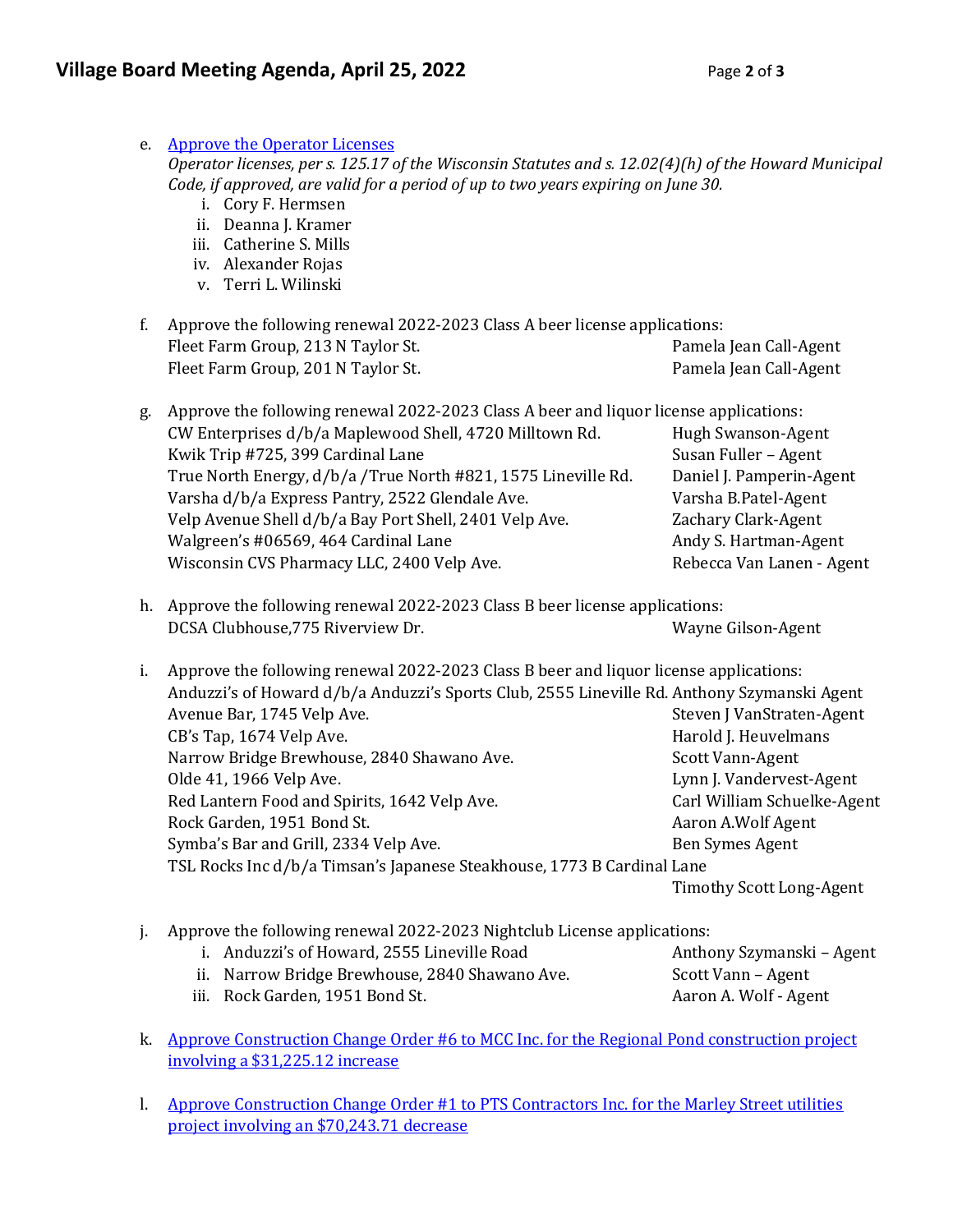e. [Approve the Operator Licenses]
*Operator licenses, per s. 125.17 of the Wisconsin Statutes and s. 12.02(4)(h) of the Howard Municipal Code, if approved, are valid for a period of up to two years expiring on June 30.*
   i. Cory F. Hermsen
   ii. Deanna J. Kramer
   iii. Catherine S. Mills
   iv. Alexander Rojas
   v. Terri L. Wilinski

f. Approve the following renewal 2022-2023 Class A beer license applications:
Fleet Farm Group, 213 N Taylor St. — Pamela Jean Call-Agent
Fleet Farm Group, 201 N Taylor St. — Pamela Jean Call-Agent

g. Approve the following renewal 2022-2023 Class A beer and liquor license applications:
CW Enterprises d/b/a Maplewood Shell, 4720 Milltown Rd. — Hugh Swanson-Agent
Kwik Trip #725, 399 Cardinal Lane — Susan Fuller – Agent
True North Energy, d/b/a /True North #821, 1575 Lineville Rd. — Daniel J. Pamperin-Agent
Varsha d/b/a Express Pantry, 2522 Glendale Ave. — Varsha B.Patel-Agent
Velp Avenue Shell d/b/a Bay Port Shell, 2401 Velp Ave. — Zachary Clark-Agent
Walgreen's #06569, 464 Cardinal Lane — Andy S. Hartman-Agent
Wisconsin CVS Pharmacy LLC, 2400 Velp Ave. — Rebecca Van Lanen - Agent

h. Approve the following renewal 2022-2023 Class B beer license applications:
DCSA Clubhouse,775 Riverview Dr. — Wayne Gilson-Agent

i. Approve the following renewal 2022-2023 Class B beer and liquor license applications:
Anduzzi's of Howard d/b/a Anduzzi's Sports Club, 2555 Lineville Rd. — Anthony Szymanski Agent
Avenue Bar, 1745 Velp Ave. — Steven J VanStraten-Agent
CB's Tap, 1674 Velp Ave. — Harold J. Heuvelmans
Narrow Bridge Brewhouse, 2840 Shawano Ave. — Scott Vann-Agent
Olde 41, 1966 Velp Ave. — Lynn J. Vandervest-Agent
Red Lantern Food and Spirits, 1642 Velp Ave. — Carl William Schuelke-Agent
Rock Garden, 1951 Bond St. — Aaron A.Wolf Agent
Symba's Bar and Grill, 2334 Velp Ave. — Ben Symes Agent
TSL Rocks Inc d/b/a Timsan's Japanese Steakhouse, 1773 B Cardinal Lane — Timothy Scott Long-Agent

j. Approve the following renewal 2022-2023 Nightclub License applications:
   i. Anduzzi's of Howard, 2555 Lineville Road — Anthony Szymanski – Agent
   ii. Narrow Bridge Brewhouse, 2840 Shawano Ave. — Scott Vann – Agent
   iii. Rock Garden, 1951 Bond St. — Aaron A. Wolf - Agent

k. [Approve Construction Change Order #6 to MCC Inc. for the Regional Pond construction project involving a $31,225.12 increase]

l. [Approve Construction Change Order #1 to PTS Contractors Inc. for the Marley Street utilities project involving an $70,243.71 decrease]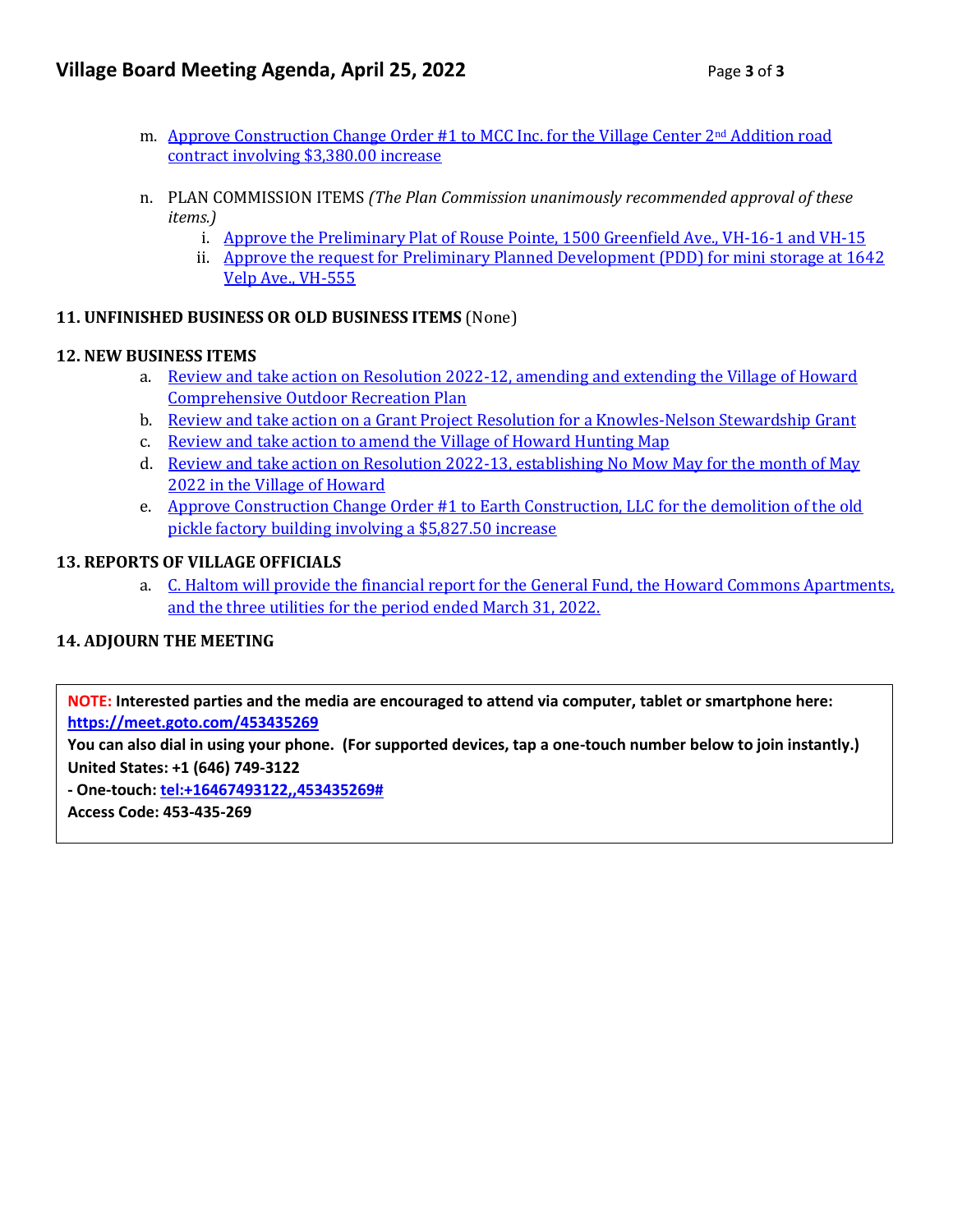m. Approve Construction Change Order #1 to MCC Inc. for the Village Center 2nd Addition road contract involving $3,380.00 increase

n. PLAN COMMISSION ITEMS *(The Plan Commission unanimously recommended approval of these items.)*
   i. Approve the Preliminary Plat of Rouse Pointe, 1500 Greenfield Ave., VH-16-1 and VH-15
   ii. Approve the request for Preliminary Planned Development (PDD) for mini storage at 1642 Velp Ave., VH-555

**11. UNFINISHED BUSINESS OR OLD BUSINESS ITEMS** (None)

**12. NEW BUSINESS ITEMS**

a. Review and take action on Resolution 2022-12, amending and extending the Village of Howard Comprehensive Outdoor Recreation Plan
b. Review and take action on a Grant Project Resolution for a Knowles-Nelson Stewardship Grant
c. Review and take action to amend the Village of Howard Hunting Map
d. Review and take action on Resolution 2022-13, establishing No Mow May for the month of May 2022 in the Village of Howard
e. Approve Construction Change Order #1 to Earth Construction, LLC for the demolition of the old pickle factory building involving a $5,827.50 increase

**13. REPORTS OF VILLAGE OFFICIALS**

a. C. Haltom will provide the financial report for the General Fund, the Howard Commons Apartments, and the three utilities for the period ended March 31, 2022.

**14. ADJOURN THE MEETING**

**NOTE: Interested parties and the media are encouraged to attend via computer, tablet or smartphone here: https://meet.goto.com/453435269**
**You can also dial in using your phone. (For supported devices, tap a one-touch number below to join instantly.)**
**United States: +1 (646) 749-3122**
**- One-touch: tel:+16467493122,,453435269#**
**Access Code: 453-435-269**